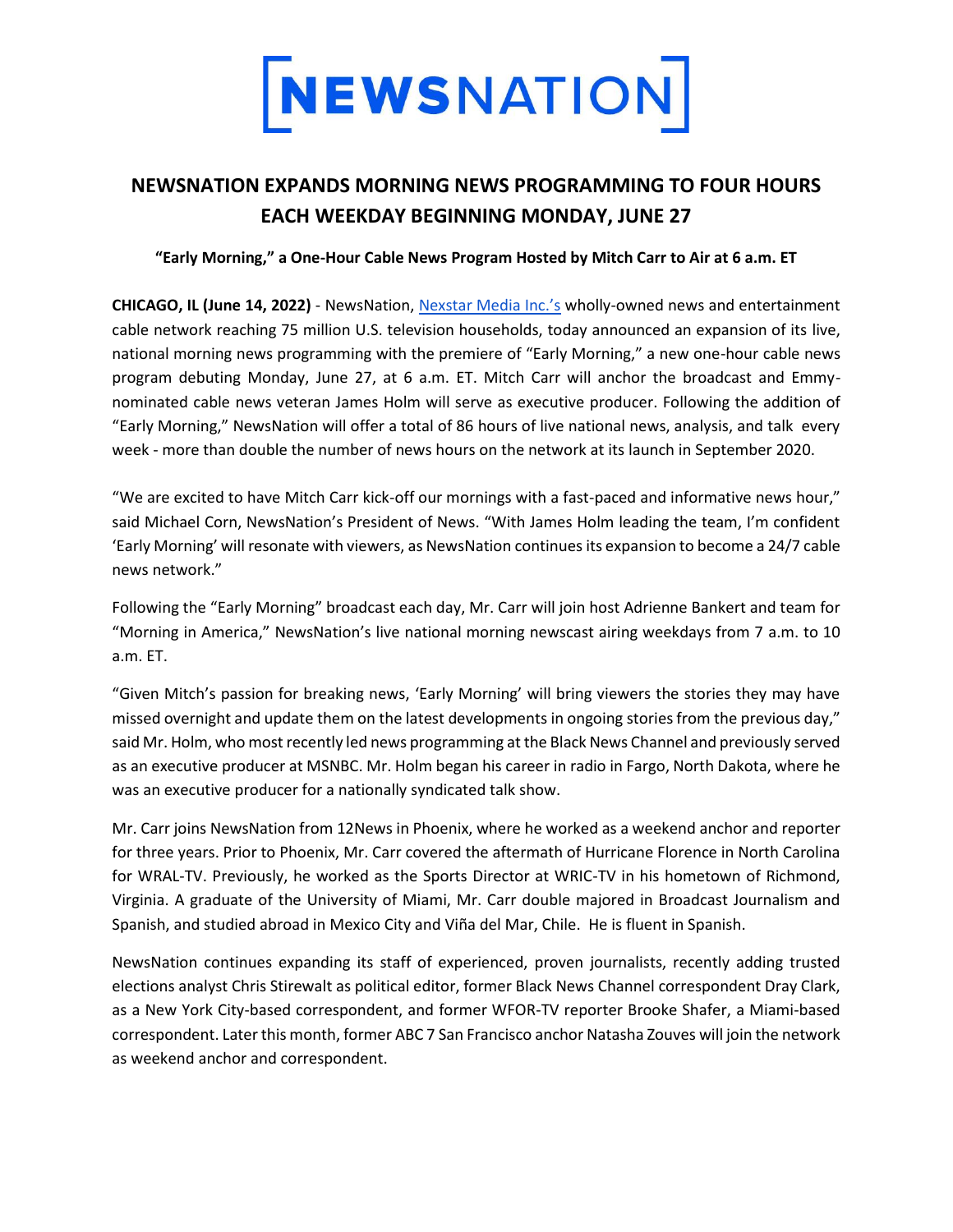# NEWSNATION

## NEWSNATION EXPANDS MORNING NEWS PROGRAMMING TO FOUR HOURS EACH WEEKDAY BEGINNING MONDAY, JUNE 27

**"Early Morning," a One-Hour Cable News Program Hosted by Mitch Carr to Air at 6 a.m. ET**

**CHICAGO, IL (June 14, 2022)** - NewsNation, Nexstar Media Inc.'s wholly-owned news and entertainment cable network reaching 75 million U.S. television households, today announced an expansion of its live, national morning news programming with the premiere of "Early Morning," a new one-hour cable news program debuting Monday, June 27, at 6 a.m. ET. Mitch Carr will anchor the broadcast and Emmy-nominated cable news veteran James Holm will serve as executive producer. Following the addition of "Early Morning," NewsNation will offer a total of 86 hours of live national news, analysis, and talk every week - more than double the number of news hours on the network at its launch in September 2020.

"We are excited to have Mitch Carr kick-off our mornings with a fast-paced and informative news hour," said Michael Corn, NewsNation's President of News. "With James Holm leading the team, I'm confident 'Early Morning' will resonate with viewers, as NewsNation continues its expansion to become a 24/7 cable news network."

Following the "Early Morning" broadcast each day, Mr. Carr will join host Adrienne Bankert and team for "Morning in America," NewsNation's live national morning newscast airing weekdays from 7 a.m. to 10 a.m. ET.

"Given Mitch's passion for breaking news, 'Early Morning' will bring viewers the stories they may have missed overnight and update them on the latest developments in ongoing stories from the previous day," said Mr. Holm, who most recently led news programming at the Black News Channel and previously served as an executive producer at MSNBC. Mr. Holm began his career in radio in Fargo, North Dakota, where he was an executive producer for a nationally syndicated talk show.

Mr. Carr joins NewsNation from 12News in Phoenix, where he worked as a weekend anchor and reporter for three years. Prior to Phoenix, Mr. Carr covered the aftermath of Hurricane Florence in North Carolina for WRAL-TV. Previously, he worked as the Sports Director at WRIC-TV in his hometown of Richmond, Virginia. A graduate of the University of Miami, Mr. Carr double majored in Broadcast Journalism and Spanish, and studied abroad in Mexico City and Viña del Mar, Chile. He is fluent in Spanish.

NewsNation continues expanding its staff of experienced, proven journalists, recently adding trusted elections analyst Chris Stirewalt as political editor, former Black News Channel correspondent Dray Clark, as a New York City-based correspondent, and former WFOR-TV reporter Brooke Shafer, a Miami-based correspondent. Later this month, former ABC 7 San Francisco anchor Natasha Zouves will join the network as weekend anchor and correspondent.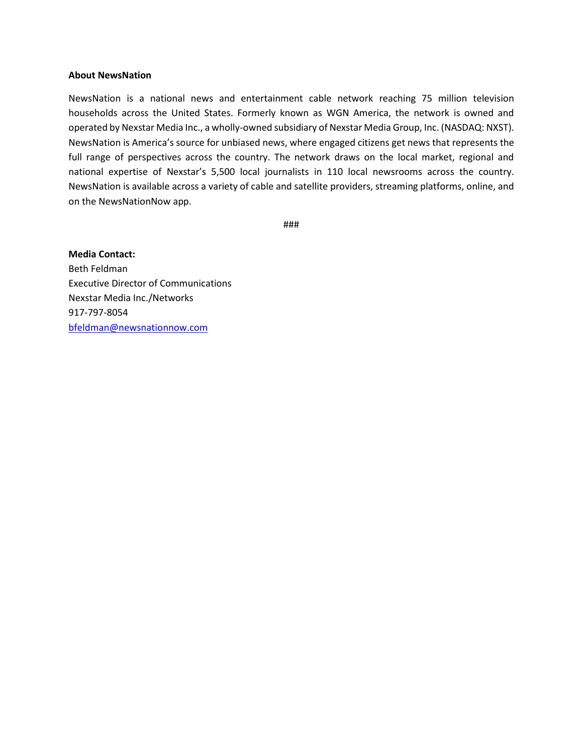**About NewsNation**

NewsNation is a national news and entertainment cable network reaching 75 million television households across the United States. Formerly known as WGN America, the network is owned and operated by Nexstar Media Inc., a wholly-owned subsidiary of Nexstar Media Group, Inc. (NASDAQ: NXST). NewsNation is America's source for unbiased news, where engaged citizens get news that represents the full range of perspectives across the country. The network draws on the local market, regional and national expertise of Nexstar's 5,500 local journalists in 110 local newsrooms across the country. NewsNation is available across a variety of cable and satellite providers, streaming platforms, online, and on the NewsNationNow app.

###

**Media Contact:**
Beth Feldman
Executive Director of Communications
Nexstar Media Inc./Networks
917-797-8054
bfeldman@newsnationnow.com